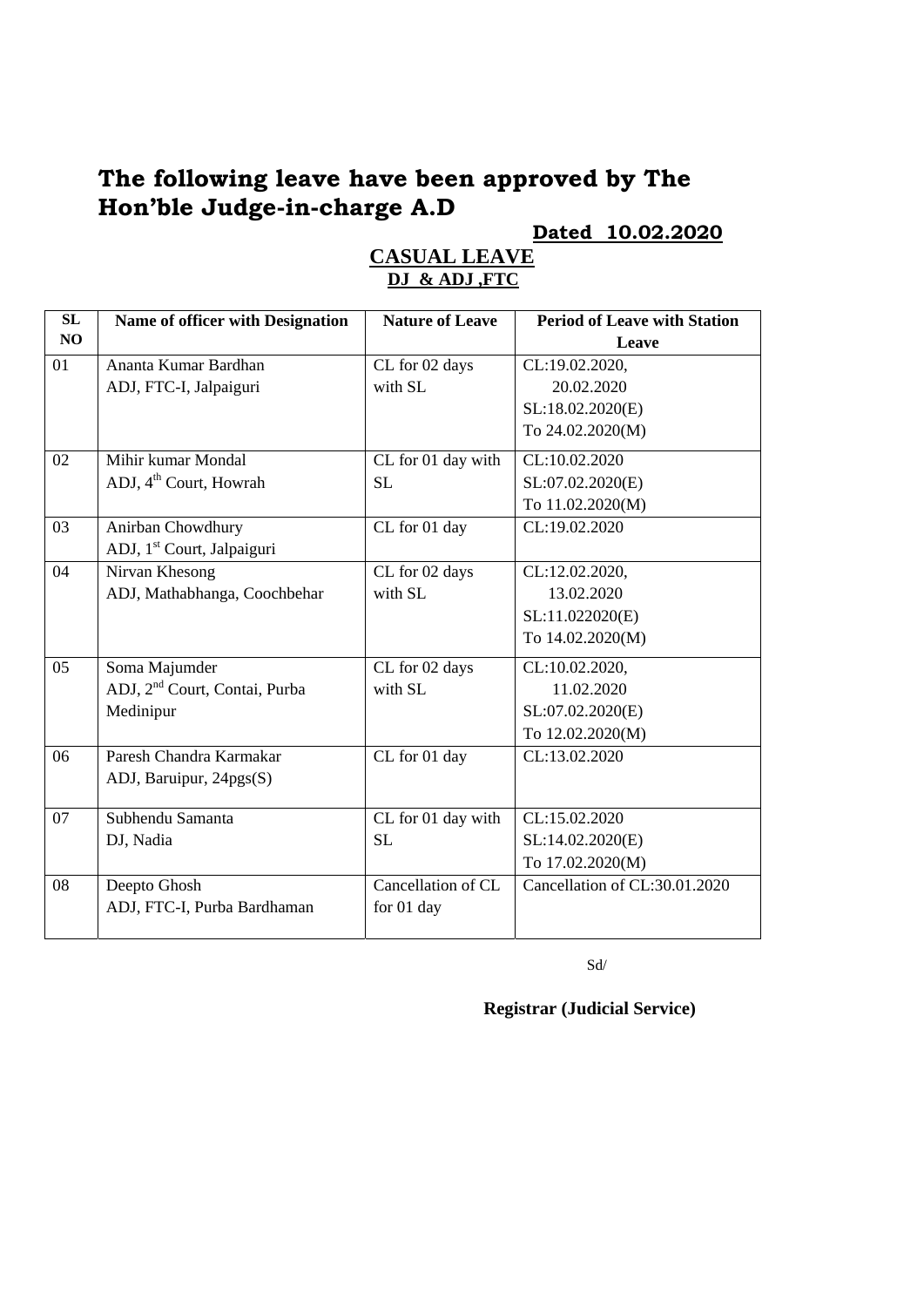# The following leave have been approved by The Hon'ble Judge-in-charge A.D

**Dated 10.02.2020**

## CASUAL LEAVE

### DJ & ADJ ,FTC

| SL NO | Name of officer with Designation | Nature of Leave | Period of Leave with Station Leave |
|---|---|---|---|
| 01 | Ananta Kumar Bardhan<br>ADJ, FTC-I, Jalpaiguri | CL for 02 days with SL | CL:19.02.2020,<br>20.02.2020<br>SL:18.02.2020(E)<br>To 24.02.2020(M) |
| 02 | Mihir kumar Mondal<br>ADJ, 4th Court, Howrah | CL for 01 day with SL | CL:10.02.2020<br>SL:07.02.2020(E)<br>To 11.02.2020(M) |
| 03 | Anirban Chowdhury<br>ADJ, 1st Court, Jalpaiguri | CL for 01 day | CL:19.02.2020 |
| 04 | Nirvan Khesong<br>ADJ, Mathabhanga, Coochbehar | CL for 02 days with SL | CL:12.02.2020,<br>13.02.2020<br>SL:11.022020(E)<br>To 14.02.2020(M) |
| 05 | Soma Majumder<br>ADJ, 2nd Court, Contai, Purba Medinipur | CL for 02 days with SL | CL:10.02.2020,<br>11.02.2020<br>SL:07.02.2020(E)<br>To 12.02.2020(M) |
| 06 | Paresh Chandra Karmakar<br>ADJ, Baruipur, 24pgs(S) | CL for 01 day | CL:13.02.2020 |
| 07 | Subhendu Samanta<br>DJ, Nadia | CL for 01 day with SL | CL:15.02.2020<br>SL:14.02.2020(E)<br>To 17.02.2020(M) |
| 08 | Deepto Ghosh<br>ADJ, FTC-I, Purba Bardhaman | Cancellation of CL for 01 day | Cancellation of CL:30.01.2020 |

Sd/

**Registrar (Judicial Service)**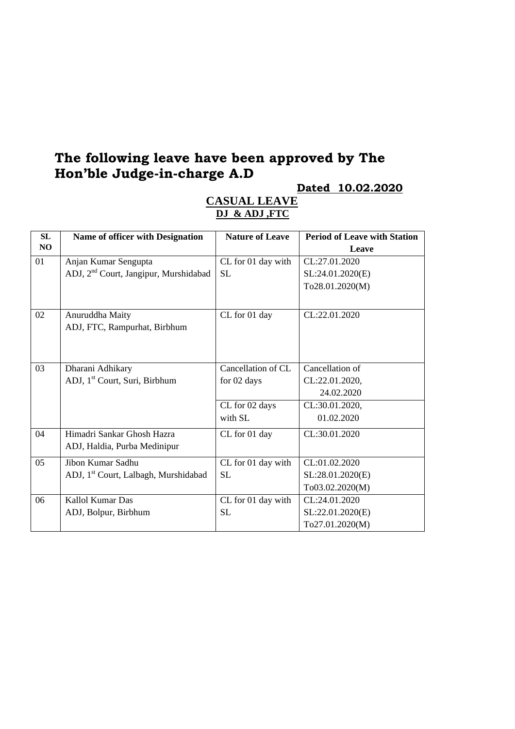# The following leave have been approved by The Hon'ble Judge-in-charge A.D

**Dated 10.02.2020**

**CASUAL LEAVE**

**DJ & ADJ ,FTC**

| SL NO | Name of officer with Designation | Nature of Leave | Period of Leave with Station Leave |
|---|---|---|---|
| 01 | Anjan Kumar Sengupta<br>ADJ, 2nd Court, Jangipur, Murshidabad | CL for 01 day with SL | CL:27.01.2020<br>SL:24.01.2020(E)<br>To28.01.2020(M) |
| 02 | Anuruddha Maity<br>ADJ, FTC, Rampurhat, Birbhum | CL for 01 day | CL:22.01.2020 |
| 03 | Dharani Adhikary<br>ADJ, 1st Court, Suri, Birbhum | Cancellation of CL for 02 days | Cancellation of CL:22.01.2020, 24.02.2020 |
| | | CL for 02 days with SL | CL:30.01.2020, 01.02.2020 |
| 04 | Himadri Sankar Ghosh Hazra<br>ADJ, Haldia, Purba Medinipur | CL for 01 day | CL:30.01.2020 |
| 05 | Jibon Kumar Sadhu<br>ADJ, 1st Court, Lalbagh, Murshidabad | CL for 01 day with SL | CL:01.02.2020<br>SL:28.01.2020(E)<br>To03.02.2020(M) |
| 06 | Kallol Kumar Das<br>ADJ, Bolpur, Birbhum | CL for 01 day with SL | CL:24.01.2020<br>SL:22.01.2020(E)<br>To27.01.2020(M) |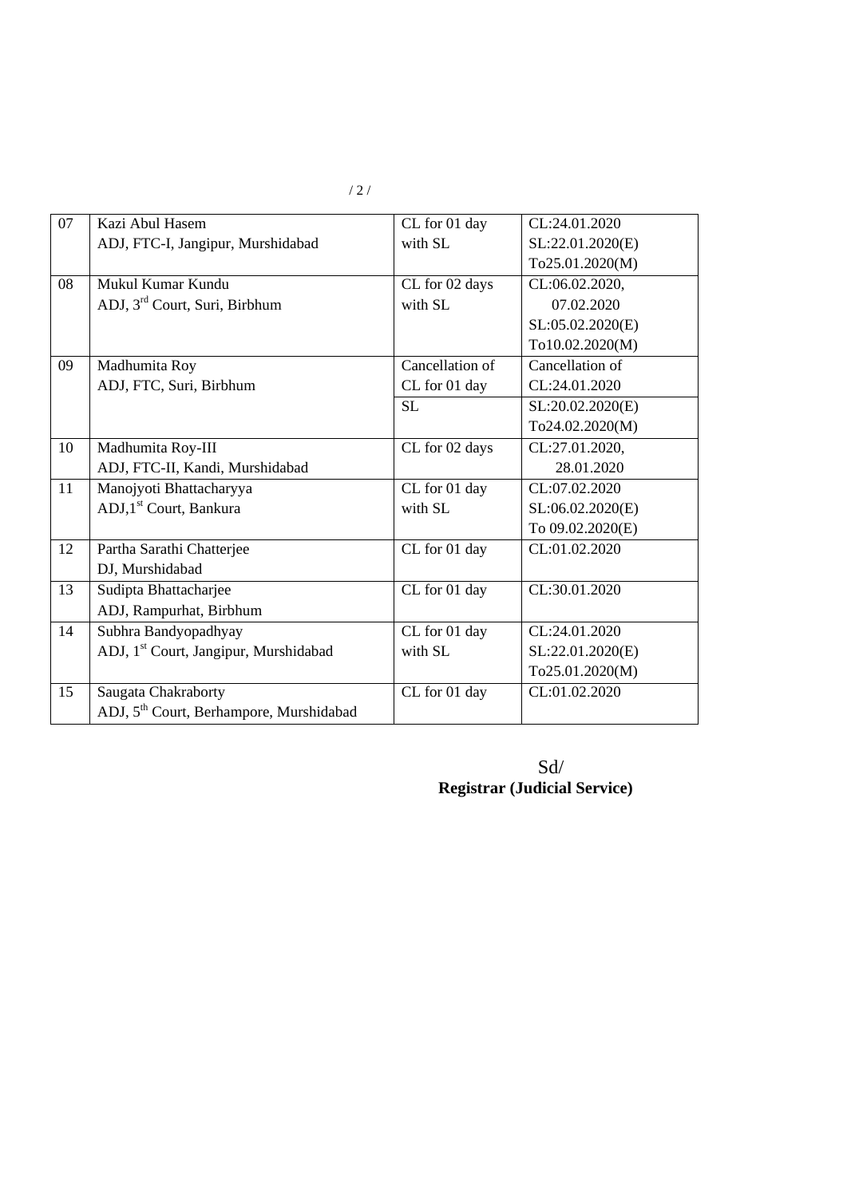| 07 | Kazi Abul Hasem<br>ADJ, FTC-I, Jangipur, Murshidabad | CL for 01 day with SL | CL:24.01.2020<br>SL:22.01.2020(E)<br>To25.01.2020(M) |
|---|---|---|---|
| 08 | Mukul Kumar Kundu<br>ADJ, 3rd Court, Suri, Birbhum | CL for 02 days with SL | CL:06.02.2020, 07.02.2020<br>SL:05.02.2020(E)<br>To10.02.2020(M) |
| 09 | Madhumita Roy<br>ADJ, FTC, Suri, Birbhum | Cancellation of CL for 01 day | Cancellation of CL:24.01.2020 |
| | | SL | SL:20.02.2020(E)<br>To24.02.2020(M) |
| 10 | Madhumita Roy-III<br>ADJ, FTC-II, Kandi, Murshidabad | CL for 02 days | CL:27.01.2020, 28.01.2020 |
| 11 | Manojyoti Bhattacharyya<br>ADJ,1st Court, Bankura | CL for 01 day with SL | CL:07.02.2020<br>SL:06.02.2020(E)<br>To 09.02.2020(E) |
| 12 | Partha Sarathi Chatterjee<br>DJ, Murshidabad | CL for 01 day | CL:01.02.2020 |
| 13 | Sudipta Bhattacharjee<br>ADJ, Rampurhat, Birbhum | CL for 01 day | CL:30.01.2020 |
| 14 | Subhra Bandyopadhyay<br>ADJ, 1st Court, Jangipur, Murshidabad | CL for 01 day with SL | CL:24.01.2020<br>SL:22.01.2020(E)<br>To25.01.2020(M) |
| 15 | Saugata Chakraborty<br>ADJ, 5th Court, Berhampore, Murshidabad | CL for 01 day | CL:01.02.2020 |

Sd/
**Registrar (Judicial Service)**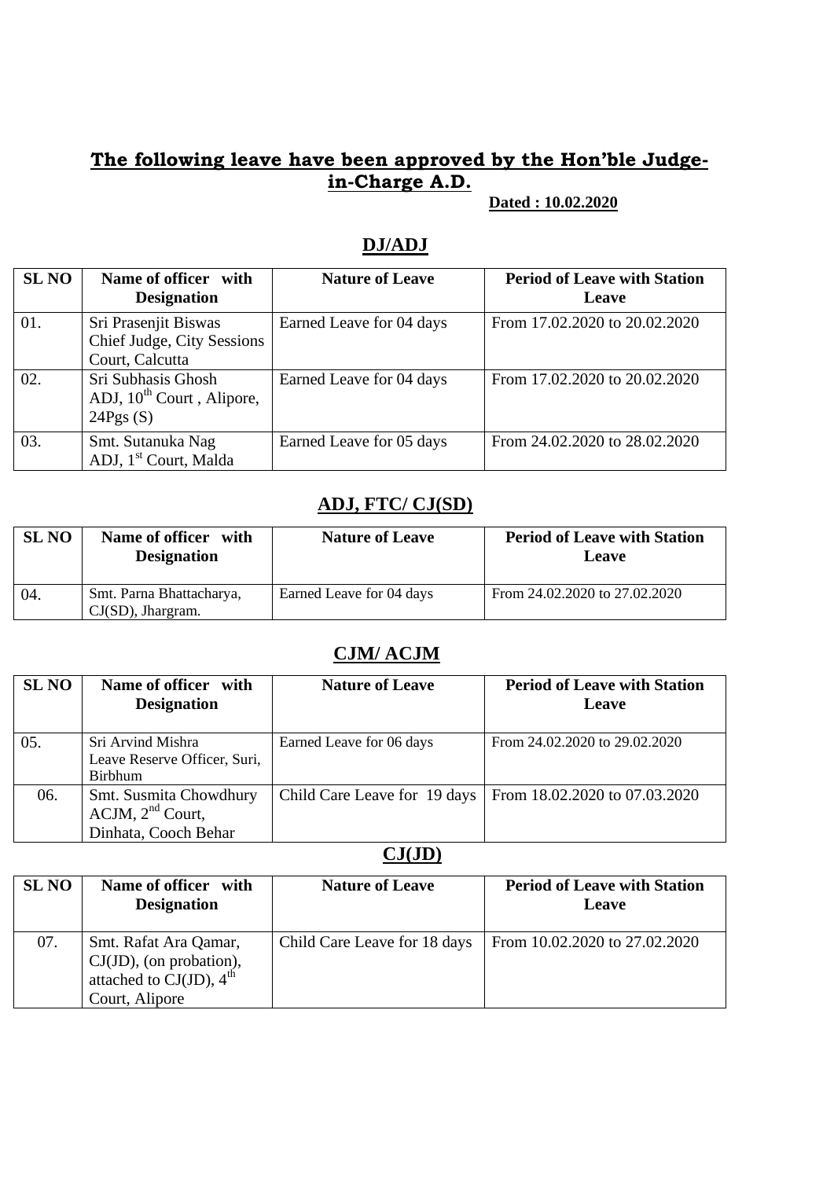## The following leave have been approved by the Hon'ble Judge-in-Charge A.D.

**Dated : 10.02.2020**

### DJ/ADJ

| SL NO | Name of officer with Designation | Nature of Leave | Period of Leave with Station Leave |
|---|---|---|---|
| 01. | Sri Prasenjit Biswas Chief Judge, City Sessions Court, Calcutta | Earned Leave for 04 days | From 17.02.2020 to 20.02.2020 |
| 02. | Sri Subhasis Ghosh ADJ, 10th Court , Alipore, 24Pgs (S) | Earned Leave for 04 days | From 17.02.2020 to 20.02.2020 |
| 03. | Smt. Sutanuka Nag ADJ, 1st Court, Malda | Earned Leave for 05 days | From 24.02.2020 to 28.02.2020 |

### ADJ, FTC/ CJ(SD)

| SL NO | Name of officer with Designation | Nature of Leave | Period of Leave with Station Leave |
|---|---|---|---|
| 04. | Smt. Parna Bhattacharya, CJ(SD), Jhargram. | Earned Leave for 04 days | From 24.02.2020 to 27.02.2020 |

### CJM/ ACJM

| SL NO | Name of officer with Designation | Nature of Leave | Period of Leave with Station Leave |
|---|---|---|---|
| 05. | Sri Arvind Mishra Leave Reserve Officer, Suri, Birbhum | Earned Leave for 06 days | From 24.02.2020 to 29.02.2020 |
| 06. | Smt. Susmita Chowdhury ACJM, 2nd Court, Dinhata, Cooch Behar | Child Care Leave for 19 days | From 18.02.2020 to 07.03.2020 |

### CJ(JD)

| SL NO | Name of officer with Designation | Nature of Leave | Period of Leave with Station Leave |
|---|---|---|---|
| 07. | Smt. Rafat Ara Qamar, CJ(JD), (on probation), attached to CJ(JD), 4th Court, Alipore | Child Care Leave for 18 days | From 10.02.2020 to 27.02.2020 |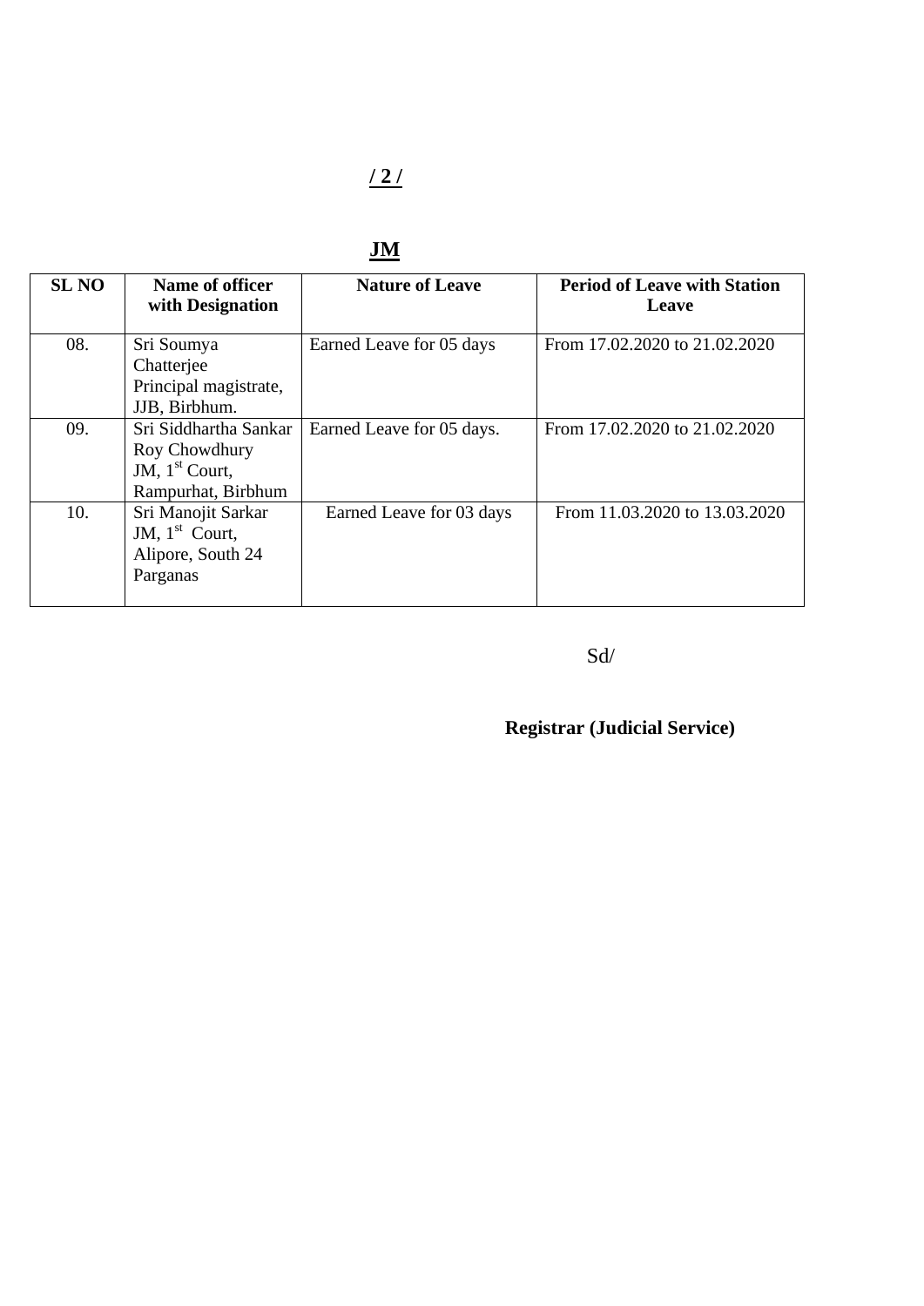**/ 2 /**

## JM

| SL NO | Name of officer with Designation | Nature of Leave | Period of Leave with Station Leave |
|---|---|---|---|
| 08. | Sri Soumya Chatterjee Principal magistrate, JJB, Birbhum. | Earned Leave for 05 days | From 17.02.2020 to 21.02.2020 |
| 09. | Sri Siddhartha Sankar Roy Chowdhury JM, 1st Court, Rampurhat, Birbhum | Earned Leave for 05 days. | From 17.02.2020 to 21.02.2020 |
| 10. | Sri Manojit Sarkar JM, 1st Court, Alipore, South 24 Parganas | Earned Leave for 03 days | From 11.03.2020 to 13.03.2020 |

Sd/

**Registrar (Judicial Service)**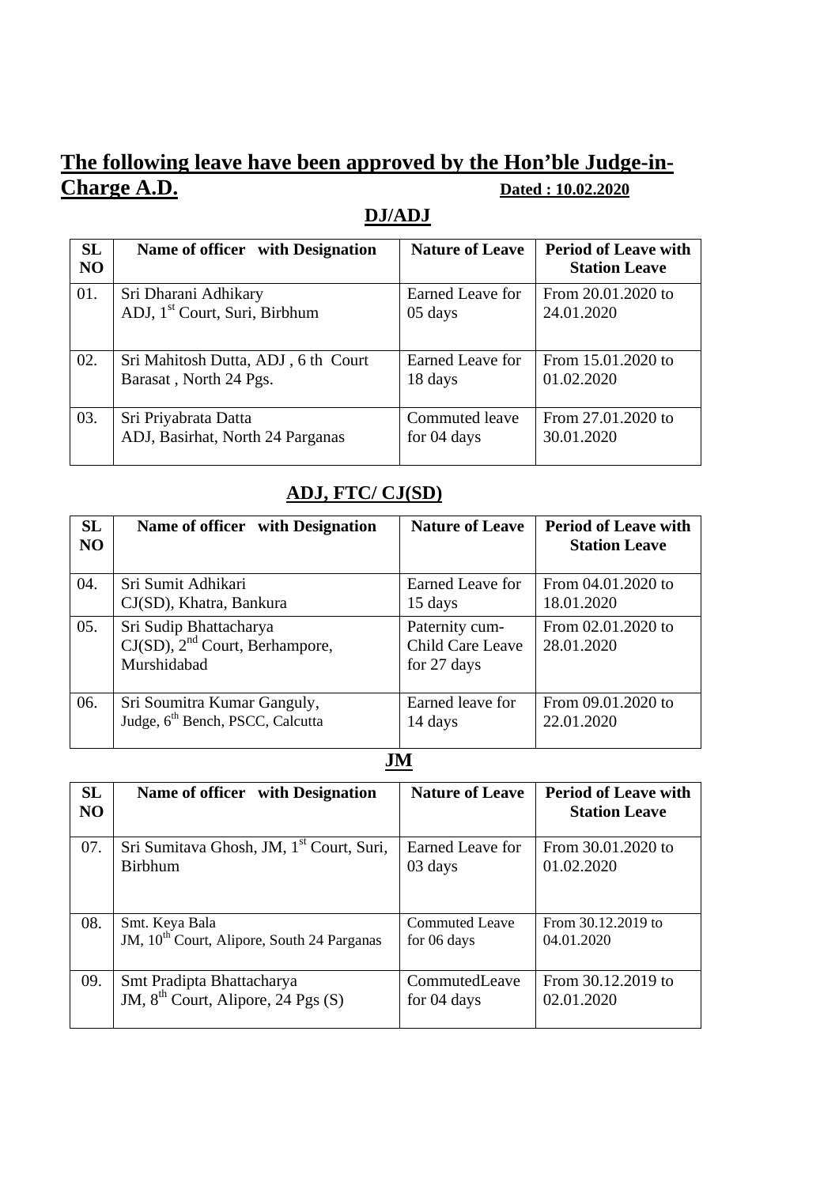## The following leave have been approved by the Hon'ble Judge-in-Charge A.D.

**Dated : 10.02.2020**

### DJ/ADJ

| SL NO | Name of officer with Designation | Nature of Leave | Period of Leave with Station Leave |
|---|---|---|---|
| 01. | Sri Dharani Adhikary ADJ, 1st Court, Suri, Birbhum | Earned Leave for 05 days | From 20.01.2020 to 24.01.2020 |
| 02. | Sri Mahitosh Dutta, ADJ , 6 th Court Barasat , North 24 Pgs. | Earned Leave for 18 days | From 15.01.2020 to 01.02.2020 |
| 03. | Sri Priyabrata Datta ADJ, Basirhat, North 24 Parganas | Commuted leave for 04 days | From 27.01.2020 to 30.01.2020 |

### ADJ, FTC/ CJ(SD)

| SL NO | Name of officer with Designation | Nature of Leave | Period of Leave with Station Leave |
|---|---|---|---|
| 04. | Sri Sumit Adhikari CJ(SD), Khatra, Bankura | Earned Leave for 15 days | From 04.01.2020 to 18.01.2020 |
| 05. | Sri Sudip Bhattacharya CJ(SD), 2nd Court, Berhampore, Murshidabad | Paternity cum-Child Care Leave for 27 days | From 02.01.2020 to 28.01.2020 |
| 06. | Sri Soumitra Kumar Ganguly, Judge, 6th Bench, PSCC, Calcutta | Earned leave for 14 days | From 09.01.2020 to 22.01.2020 |

### JM

| SL NO | Name of officer with Designation | Nature of Leave | Period of Leave with Station Leave |
|---|---|---|---|
| 07. | Sri Sumitava Ghosh, JM, 1st Court, Suri, Birbhum | Earned Leave for 03 days | From 30.01.2020 to 01.02.2020 |
| 08. | Smt. Keya Bala JM, 10th Court, Alipore, South 24 Parganas | Commuted Leave for 06 days | From 30.12.2019 to 04.01.2020 |
| 09. | Smt Pradipta Bhattacharya JM, 8th Court, Alipore, 24 Pgs (S) | CommutedLeave for 04 days | From 30.12.2019 to 02.01.2020 |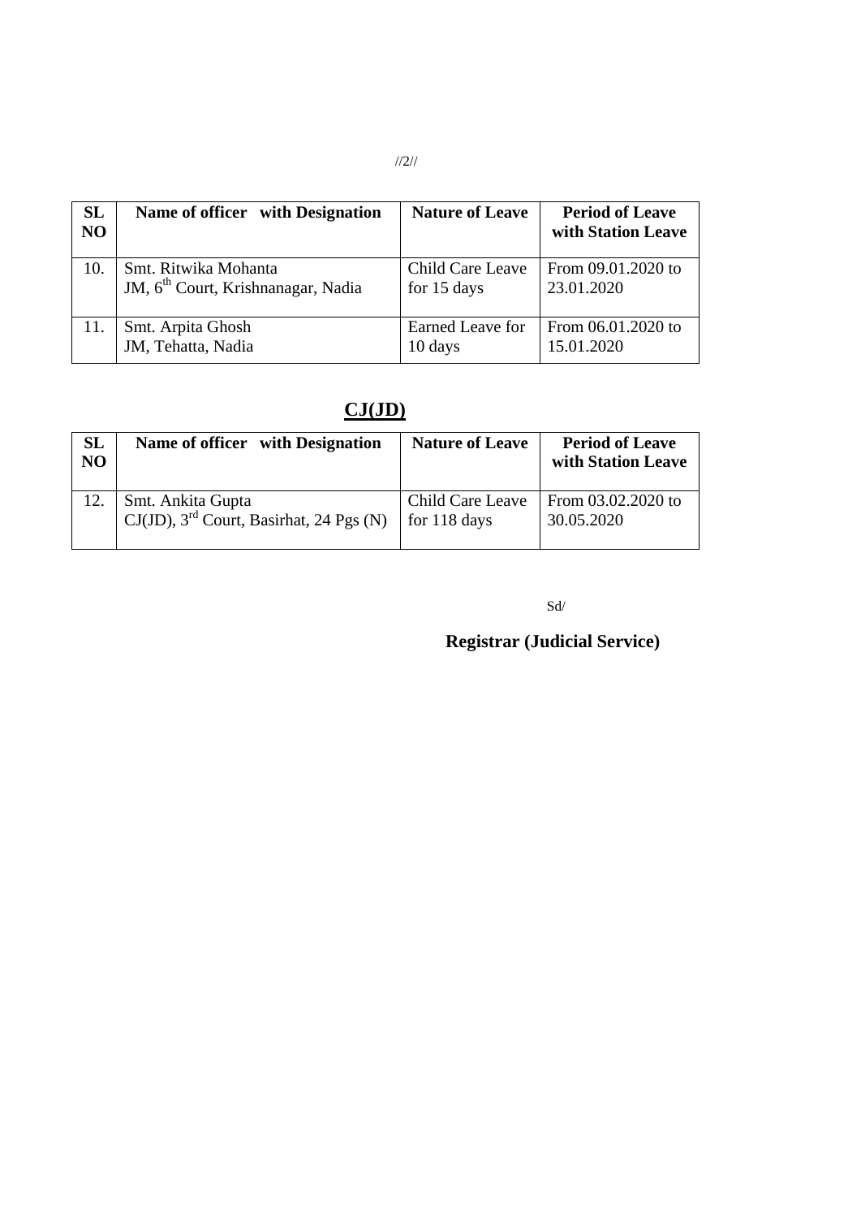| SL NO | Name of officer with Designation | Nature of Leave | Period of Leave with Station Leave |
|---|---|---|---|
| 10. | Smt. Ritwika Mohanta<br>JM, 6th Court, Krishnanagar, Nadia | Child Care Leave for 15 days | From 09.01.2020 to 23.01.2020 |
| 11. | Smt. Arpita Ghosh<br>JM, Tehatta, Nadia | Earned Leave for 10 days | From 06.01.2020 to 15.01.2020 |

## CJ(JD)

| SL NO | Name of officer with Designation | Nature of Leave | Period of Leave with Station Leave |
|---|---|---|---|
| 12. | Smt. Ankita Gupta<br>CJ(JD), 3rd Court, Basirhat, 24 Pgs (N) | Child Care Leave for 118 days | From 03.02.2020 to 30.05.2020 |

Sd/

**Registrar (Judicial Service)**